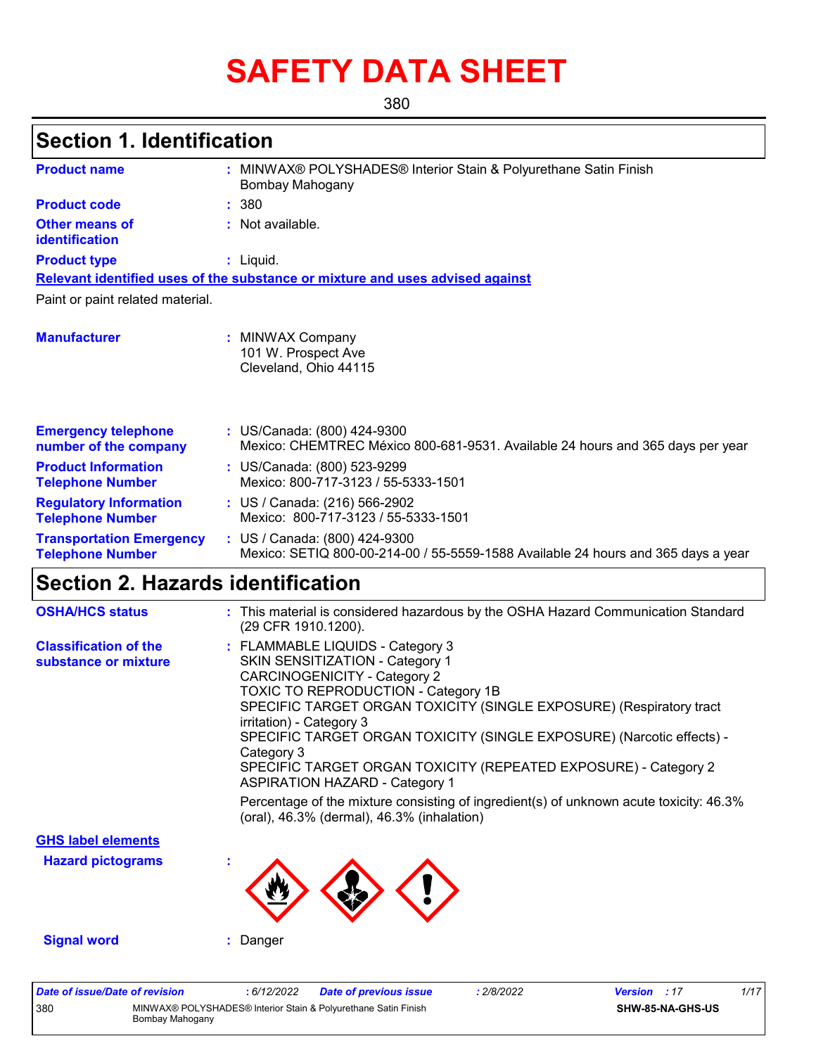# SAFETY DATA SHEET

380

## Section 1. Identification

**Product name** : MINWAX® POLYSHADES® Interior Stain & Polyurethane Satin Finish Bombay Mahogany

**Product code** : 380

**Other means of identification** : Not available.

**Product type** : Liquid.

**Relevant identified uses of the substance or mixture and uses advised against**

Paint or paint related material.

**Manufacturer** : MINWAX Company
101 W. Prospect Ave
Cleveland, Ohio 44115

**Emergency telephone number of the company** : US/Canada: (800) 424-9300
Mexico: CHEMTREC México 800-681-9531. Available 24 hours and 365 days per year

**Product Information Telephone Number** : US/Canada: (800) 523-9299
Mexico: 800-717-3123 / 55-5333-1501

**Regulatory Information Telephone Number** : US / Canada: (216) 566-2902
Mexico: 800-717-3123 / 55-5333-1501

**Transportation Emergency Telephone Number** : US / Canada: (800) 424-9300
Mexico: SETIQ 800-00-214-00 / 55-5559-1588 Available 24 hours and 365 days a year

## Section 2. Hazards identification

**OSHA/HCS status** : This material is considered hazardous by the OSHA Hazard Communication Standard (29 CFR 1910.1200).

**Classification of the substance or mixture** : FLAMMABLE LIQUIDS - Category 3
SKIN SENSITIZATION - Category 1
CARCINOGENICITY - Category 2
TOXIC TO REPRODUCTION - Category 1B
SPECIFIC TARGET ORGAN TOXICITY (SINGLE EXPOSURE) (Respiratory tract irritation) - Category 3
SPECIFIC TARGET ORGAN TOXICITY (SINGLE EXPOSURE) (Narcotic effects) - Category 3
SPECIFIC TARGET ORGAN TOXICITY (REPEATED EXPOSURE) - Category 2
ASPIRATION HAZARD - Category 1

Percentage of the mixture consisting of ingredient(s) of unknown acute toxicity: 46.3% (oral), 46.3% (dermal), 46.3% (inhalation)

**GHS label elements**

**Hazard pictograms** :

**Signal word** : Danger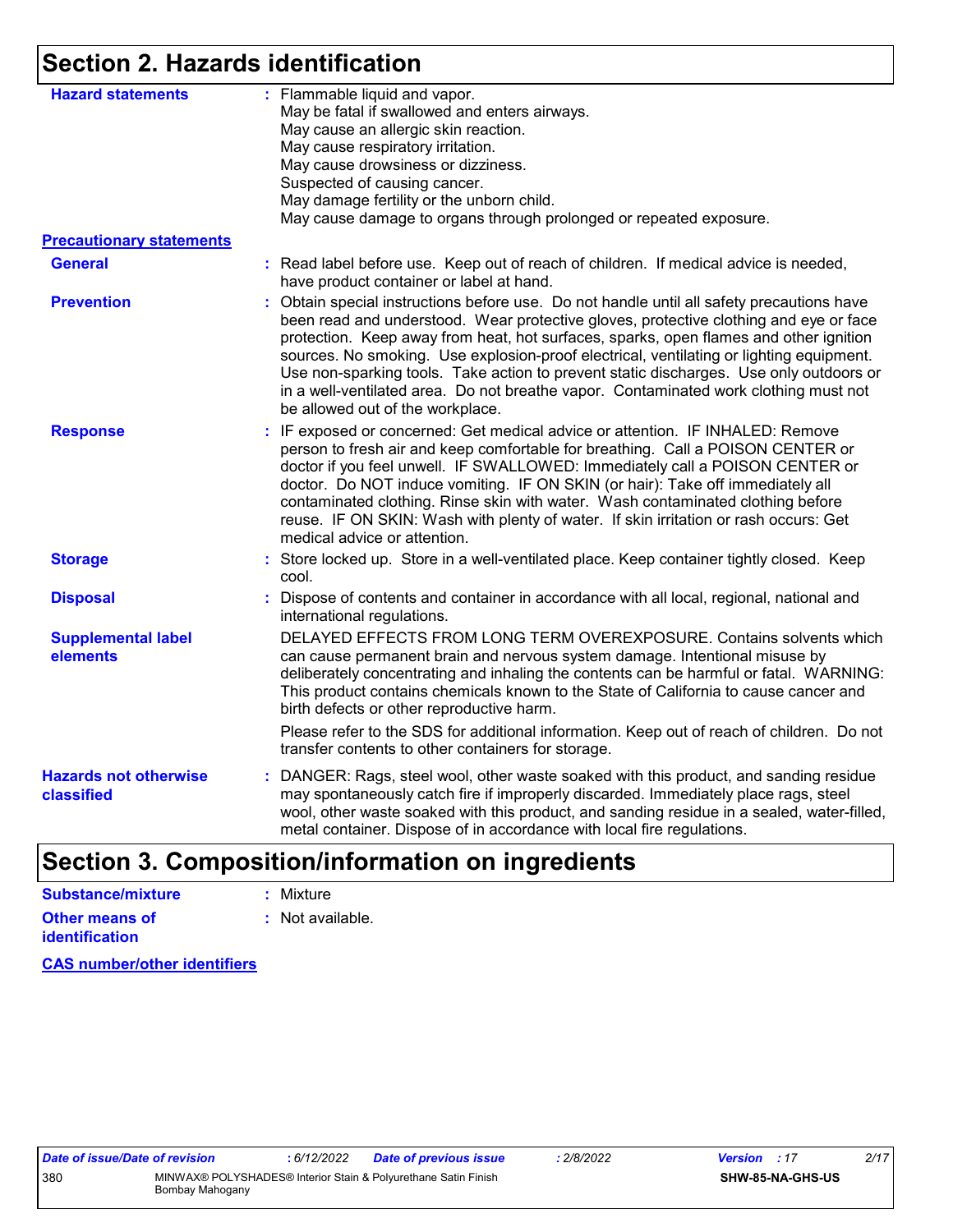## Section 2. Hazards identification

**Hazard statements** : Flammable liquid and vapor.
May be fatal if swallowed and enters airways.
May cause an allergic skin reaction.
May cause respiratory irritation.
May cause drowsiness or dizziness.
Suspected of causing cancer.
May damage fertility or the unborn child.
May cause damage to organs through prolonged or repeated exposure.

**Precautionary statements**

**General** : Read label before use. Keep out of reach of children. If medical advice is needed, have product container or label at hand.

**Prevention** : Obtain special instructions before use. Do not handle until all safety precautions have been read and understood. Wear protective gloves, protective clothing and eye or face protection. Keep away from heat, hot surfaces, sparks, open flames and other ignition sources. No smoking. Use explosion-proof electrical, ventilating or lighting equipment. Use non-sparking tools. Take action to prevent static discharges. Use only outdoors or in a well-ventilated area. Do not breathe vapor. Contaminated work clothing must not be allowed out of the workplace.

**Response** : IF exposed or concerned: Get medical advice or attention. IF INHALED: Remove person to fresh air and keep comfortable for breathing. Call a POISON CENTER or doctor if you feel unwell. IF SWALLOWED: Immediately call a POISON CENTER or doctor. Do NOT induce vomiting. IF ON SKIN (or hair): Take off immediately all contaminated clothing. Rinse skin with water. Wash contaminated clothing before reuse. IF ON SKIN: Wash with plenty of water. If skin irritation or rash occurs: Get medical advice or attention.

**Storage** : Store locked up. Store in a well-ventilated place. Keep container tightly closed. Keep cool.

**Disposal** : Dispose of contents and container in accordance with all local, regional, national and international regulations.

**Supplemental label elements** DELAYED EFFECTS FROM LONG TERM OVEREXPOSURE. Contains solvents which can cause permanent brain and nervous system damage. Intentional misuse by deliberately concentrating and inhaling the contents can be harmful or fatal. WARNING: This product contains chemicals known to the State of California to cause cancer and birth defects or other reproductive harm.

Please refer to the SDS for additional information. Keep out of reach of children. Do not transfer contents to other containers for storage.

**Hazards not otherwise classified** : DANGER: Rags, steel wool, other waste soaked with this product, and sanding residue may spontaneously catch fire if improperly discarded. Immediately place rags, steel wool, other waste soaked with this product, and sanding residue in a sealed, water-filled, metal container. Dispose of in accordance with local fire regulations.

## Section 3. Composition/information on ingredients

**Substance/mixture** : Mixture

**Other means of identification** : Not available.

**CAS number/other identifiers**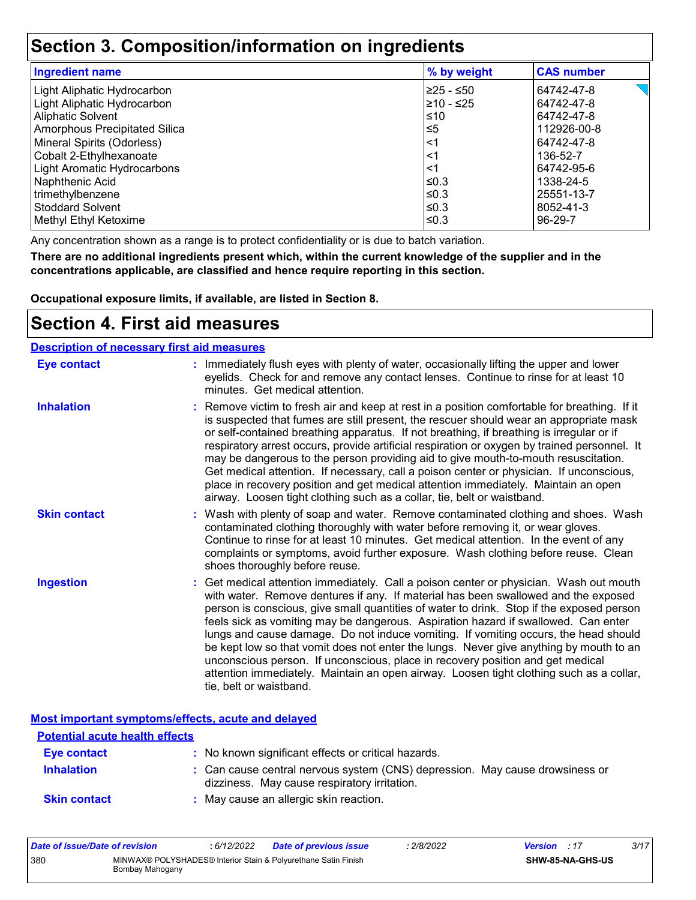# Section 3. Composition/information on ingredients

| Ingredient name | % by weight | CAS number |
|---|---|---|
| Light Aliphatic Hydrocarbon | ≥25 - ≤50 | 64742-47-8 |
| Light Aliphatic Hydrocarbon | ≥10 - ≤25 | 64742-47-8 |
| Aliphatic Solvent | ≤10 | 64742-47-8 |
| Amorphous Precipitated Silica | ≤5 | 112926-00-8 |
| Mineral Spirits (Odorless) | <1 | 64742-47-8 |
| Cobalt 2-Ethylhexanoate | <1 | 136-52-7 |
| Light Aromatic Hydrocarbons | <1 | 64742-95-6 |
| Naphthenic Acid | ≤0.3 | 1338-24-5 |
| trimethylbenzene | ≤0.3 | 25551-13-7 |
| Stoddard Solvent | ≤0.3 | 8052-41-3 |
| Methyl Ethyl Ketoxime | ≤0.3 | 96-29-7 |

Any concentration shown as a range is to protect confidentiality or is due to batch variation.

**There are no additional ingredients present which, within the current knowledge of the supplier and in the concentrations applicable, are classified and hence require reporting in this section.**

**Occupational exposure limits, if available, are listed in Section 8.**

# Section 4. First aid measures

## Description of necessary first aid measures

**Eye contact** : Immediately flush eyes with plenty of water, occasionally lifting the upper and lower eyelids. Check for and remove any contact lenses. Continue to rinse for at least 10 minutes. Get medical attention.

**Inhalation** : Remove victim to fresh air and keep at rest in a position comfortable for breathing. If it is suspected that fumes are still present, the rescuer should wear an appropriate mask or self-contained breathing apparatus. If not breathing, if breathing is irregular or if respiratory arrest occurs, provide artificial respiration or oxygen by trained personnel. It may be dangerous to the person providing aid to give mouth-to-mouth resuscitation. Get medical attention. If necessary, call a poison center or physician. If unconscious, place in recovery position and get medical attention immediately. Maintain an open airway. Loosen tight clothing such as a collar, tie, belt or waistband.

**Skin contact** : Wash with plenty of soap and water. Remove contaminated clothing and shoes. Wash contaminated clothing thoroughly with water before removing it, or wear gloves. Continue to rinse for at least 10 minutes. Get medical attention. In the event of any complaints or symptoms, avoid further exposure. Wash clothing before reuse. Clean shoes thoroughly before reuse.

**Ingestion** : Get medical attention immediately. Call a poison center or physician. Wash out mouth with water. Remove dentures if any. If material has been swallowed and the exposed person is conscious, give small quantities of water to drink. Stop if the exposed person feels sick as vomiting may be dangerous. Aspiration hazard if swallowed. Can enter lungs and cause damage. Do not induce vomiting. If vomiting occurs, the head should be kept low so that vomit does not enter the lungs. Never give anything by mouth to an unconscious person. If unconscious, place in recovery position and get medical attention immediately. Maintain an open airway. Loosen tight clothing such as a collar, tie, belt or waistband.

## Most important symptoms/effects, acute and delayed

### Potential acute health effects

**Eye contact** : No known significant effects or critical hazards.

**Inhalation** : Can cause central nervous system (CNS) depression. May cause drowsiness or dizziness. May cause respiratory irritation.

**Skin contact** : May cause an allergic skin reaction.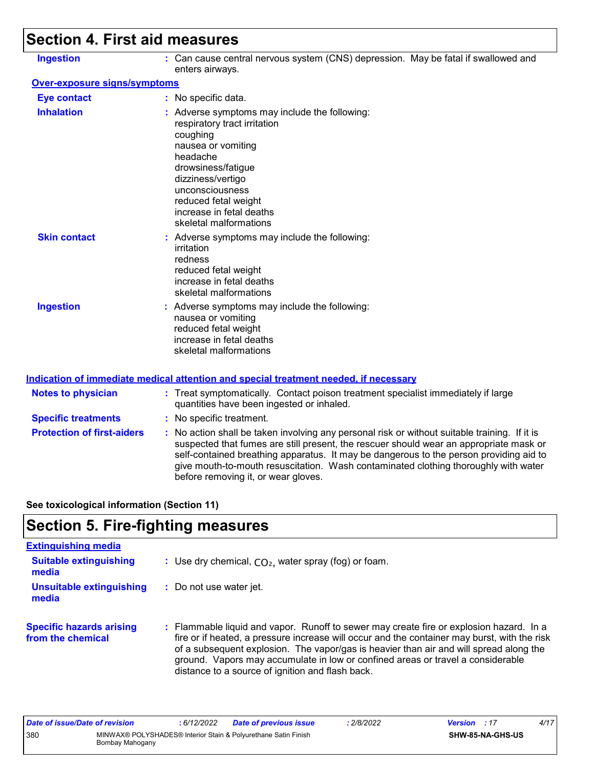## Section 4. First aid measures

**Ingestion** : Can cause central nervous system (CNS) depression. May be fatal if swallowed and enters airways.

**Over-exposure signs/symptoms**

**Eye contact** : No specific data.

**Inhalation** : Adverse symptoms may include the following:
respiratory tract irritation
coughing
nausea or vomiting
headache
drowsiness/fatigue
dizziness/vertigo
unconsciousness
reduced fetal weight
increase in fetal deaths
skeletal malformations

**Skin contact** : Adverse symptoms may include the following:
irritation
redness
reduced fetal weight
increase in fetal deaths
skeletal malformations

**Ingestion** : Adverse symptoms may include the following:
nausea or vomiting
reduced fetal weight
increase in fetal deaths
skeletal malformations

**Indication of immediate medical attention and special treatment needed, if necessary**

**Notes to physician** : Treat symptomatically. Contact poison treatment specialist immediately if large quantities have been ingested or inhaled.

**Specific treatments** : No specific treatment.

**Protection of first-aiders** : No action shall be taken involving any personal risk or without suitable training. If it is suspected that fumes are still present, the rescuer should wear an appropriate mask or self-contained breathing apparatus. It may be dangerous to the person providing aid to give mouth-to-mouth resuscitation. Wash contaminated clothing thoroughly with water before removing it, or wear gloves.

**See toxicological information (Section 11)**

## Section 5. Fire-fighting measures

**Extinguishing media**

**Suitable extinguishing media** : Use dry chemical, $CO_2$, water spray (fog) or foam.

**Unsuitable extinguishing media** : Do not use water jet.

**Specific hazards arising from the chemical** : Flammable liquid and vapor. Runoff to sewer may create fire or explosion hazard. In a fire or if heated, a pressure increase will occur and the container may burst, with the risk of a subsequent explosion. The vapor/gas is heavier than air and will spread along the ground. Vapors may accumulate in low or confined areas or travel a considerable distance to a source of ignition and flash back.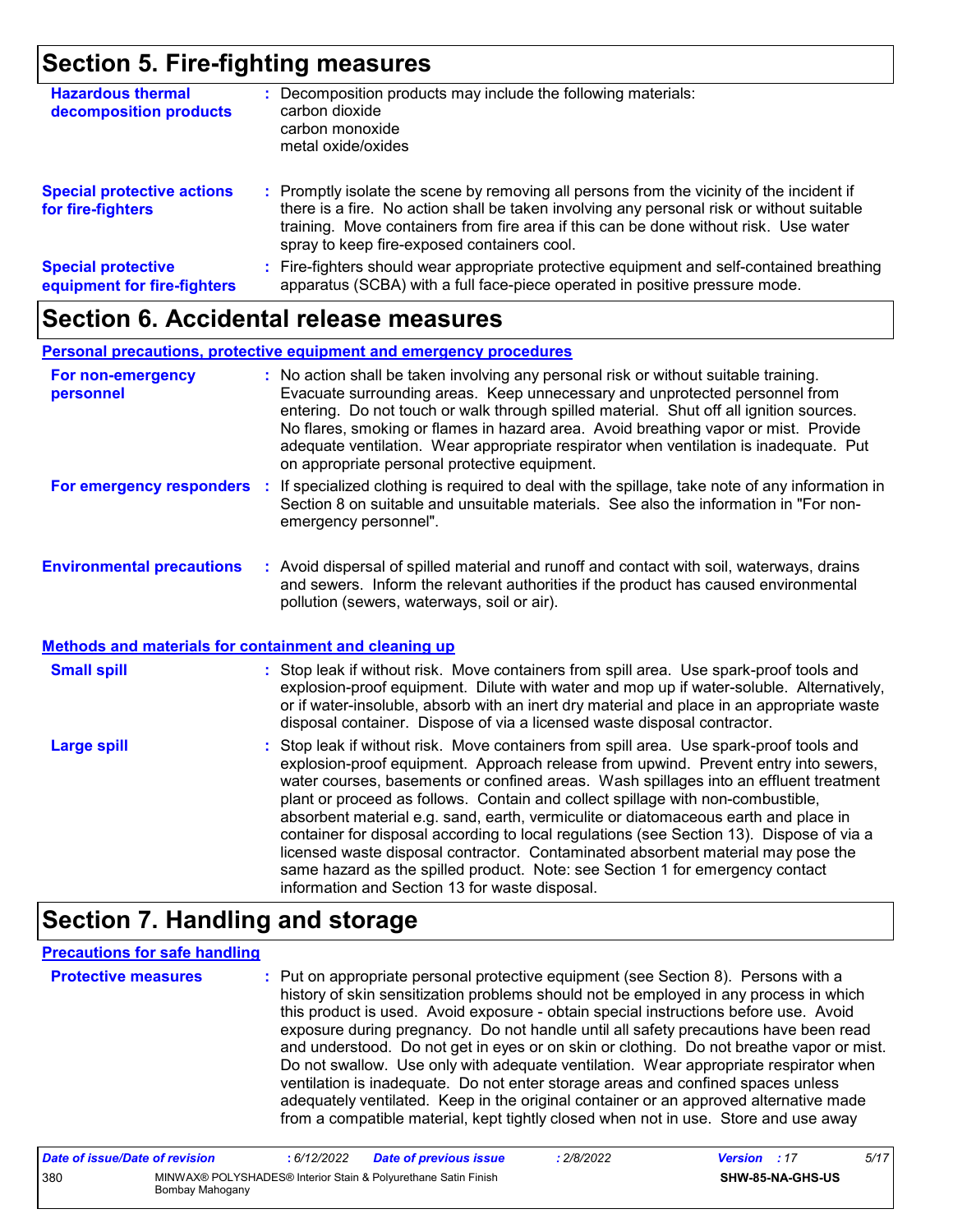## Section 5. Fire-fighting measures

**Hazardous thermal decomposition products** : Decomposition products may include the following materials:
carbon dioxide
carbon monoxide
metal oxide/oxides

**Special protective actions for fire-fighters** : Promptly isolate the scene by removing all persons from the vicinity of the incident if there is a fire. No action shall be taken involving any personal risk or without suitable training. Move containers from fire area if this can be done without risk. Use water spray to keep fire-exposed containers cool.

**Special protective equipment for fire-fighters** : Fire-fighters should wear appropriate protective equipment and self-contained breathing apparatus (SCBA) with a full face-piece operated in positive pressure mode.

## Section 6. Accidental release measures

### Personal precautions, protective equipment and emergency procedures

**For non-emergency personnel** : No action shall be taken involving any personal risk or without suitable training. Evacuate surrounding areas. Keep unnecessary and unprotected personnel from entering. Do not touch or walk through spilled material. Shut off all ignition sources. No flares, smoking or flames in hazard area. Avoid breathing vapor or mist. Provide adequate ventilation. Wear appropriate respirator when ventilation is inadequate. Put on appropriate personal protective equipment.

**For emergency responders** : If specialized clothing is required to deal with the spillage, take note of any information in Section 8 on suitable and unsuitable materials. See also the information in "For non-emergency personnel".

**Environmental precautions** : Avoid dispersal of spilled material and runoff and contact with soil, waterways, drains and sewers. Inform the relevant authorities if the product has caused environmental pollution (sewers, waterways, soil or air).

### Methods and materials for containment and cleaning up

**Small spill** : Stop leak if without risk. Move containers from spill area. Use spark-proof tools and explosion-proof equipment. Dilute with water and mop up if water-soluble. Alternatively, or if water-insoluble, absorb with an inert dry material and place in an appropriate waste disposal container. Dispose of via a licensed waste disposal contractor.

**Large spill** : Stop leak if without risk. Move containers from spill area. Use spark-proof tools and explosion-proof equipment. Approach release from upwind. Prevent entry into sewers, water courses, basements or confined areas. Wash spillages into an effluent treatment plant or proceed as follows. Contain and collect spillage with non-combustible, absorbent material e.g. sand, earth, vermiculite or diatomaceous earth and place in container for disposal according to local regulations (see Section 13). Dispose of via a licensed waste disposal contractor. Contaminated absorbent material may pose the same hazard as the spilled product. Note: see Section 1 for emergency contact information and Section 13 for waste disposal.

## Section 7. Handling and storage

### Precautions for safe handling

**Protective measures** : Put on appropriate personal protective equipment (see Section 8). Persons with a history of skin sensitization problems should not be employed in any process in which this product is used. Avoid exposure - obtain special instructions before use. Avoid exposure during pregnancy. Do not handle until all safety precautions have been read and understood. Do not get in eyes or on skin or clothing. Do not breathe vapor or mist. Do not swallow. Use only with adequate ventilation. Wear appropriate respirator when ventilation is inadequate. Do not enter storage areas and confined spaces unless adequately ventilated. Keep in the original container or an approved alternative made from a compatible material, kept tightly closed when not in use. Store and use away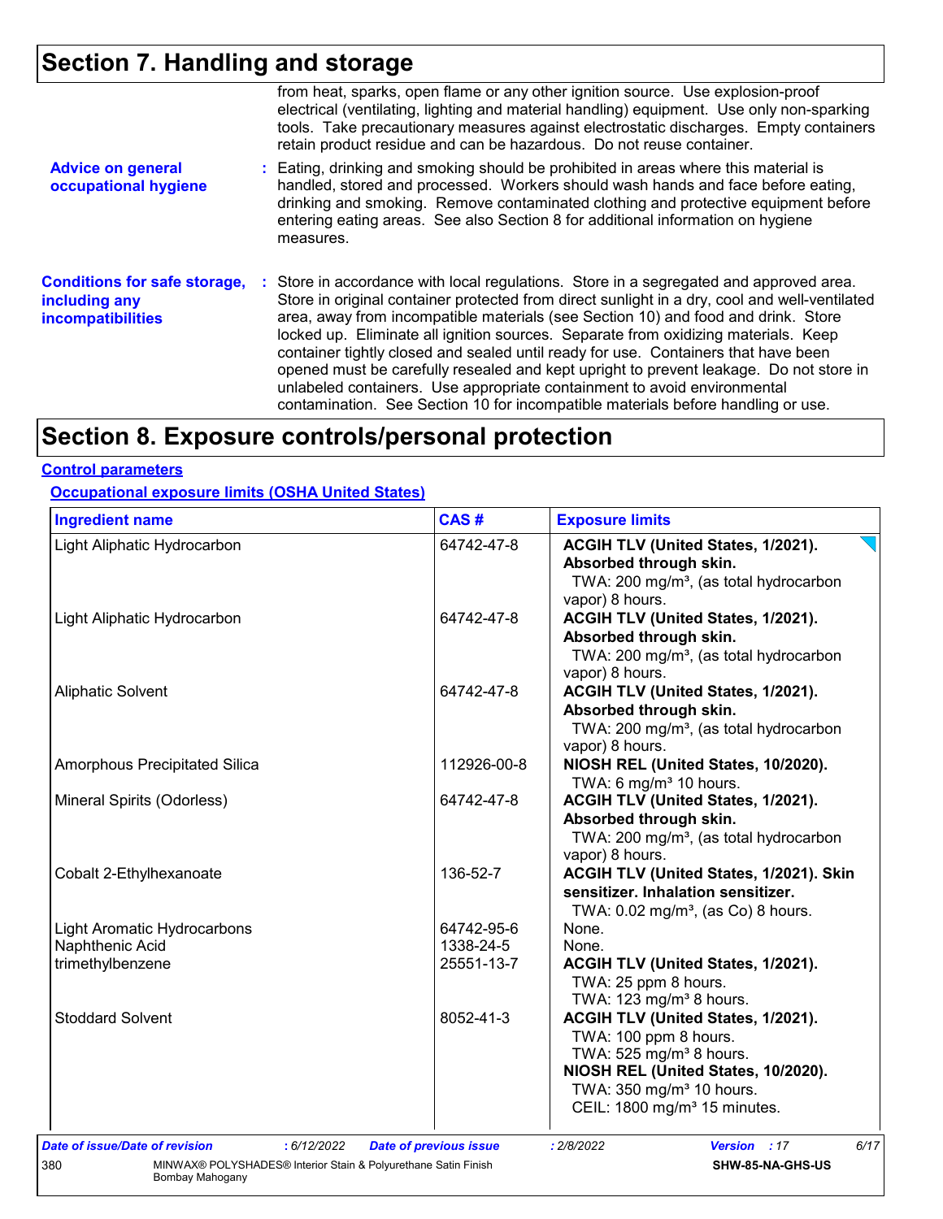## Section 7. Handling and storage

from heat, sparks, open flame or any other ignition source. Use explosion-proof electrical (ventilating, lighting and material handling) equipment. Use only non-sparking tools. Take precautionary measures against electrostatic discharges. Empty containers retain product residue and can be hazardous. Do not reuse container.

**Advice on general occupational hygiene** : Eating, drinking and smoking should be prohibited in areas where this material is handled, stored and processed. Workers should wash hands and face before eating, drinking and smoking. Remove contaminated clothing and protective equipment before entering eating areas. See also Section 8 for additional information on hygiene measures.

**Conditions for safe storage, including any incompatibilities** : Store in accordance with local regulations. Store in a segregated and approved area. Store in original container protected from direct sunlight in a dry, cool and well-ventilated area, away from incompatible materials (see Section 10) and food and drink. Store locked up. Eliminate all ignition sources. Separate from oxidizing materials. Keep container tightly closed and sealed until ready for use. Containers that have been opened must be carefully resealed and kept upright to prevent leakage. Do not store in unlabeled containers. Use appropriate containment to avoid environmental contamination. See Section 10 for incompatible materials before handling or use.

## Section 8. Exposure controls/personal protection

**Control parameters**

**Occupational exposure limits (OSHA United States)**

| Ingredient name | CAS # | Exposure limits |
|---|---|---|
| Light Aliphatic Hydrocarbon | 64742-47-8 | **ACGIH TLV (United States, 1/2021). Absorbed through skin.** TWA: 200 mg/m³, (as total hydrocarbon vapor) 8 hours. |
| Light Aliphatic Hydrocarbon | 64742-47-8 | **ACGIH TLV (United States, 1/2021). Absorbed through skin.** TWA: 200 mg/m³, (as total hydrocarbon vapor) 8 hours. |
| Aliphatic Solvent | 64742-47-8 | **ACGIH TLV (United States, 1/2021). Absorbed through skin.** TWA: 200 mg/m³, (as total hydrocarbon vapor) 8 hours. |
| Amorphous Precipitated Silica | 112926-00-8 | **NIOSH REL (United States, 10/2020).** TWA: 6 mg/m³ 10 hours. |
| Mineral Spirits (Odorless) | 64742-47-8 | **ACGIH TLV (United States, 1/2021). Absorbed through skin.** TWA: 200 mg/m³, (as total hydrocarbon vapor) 8 hours. |
| Cobalt 2-Ethylhexanoate | 136-52-7 | **ACGIH TLV (United States, 1/2021). Skin sensitizer. Inhalation sensitizer.** TWA: 0.02 mg/m³, (as Co) 8 hours. |
| Light Aromatic Hydrocarbons | 64742-95-6 | None. |
| Naphthenic Acid | 1338-24-5 | None. |
| trimethylbenzene | 25551-13-7 | **ACGIH TLV (United States, 1/2021).** TWA: 25 ppm 8 hours. TWA: 123 mg/m³ 8 hours. |
| Stoddard Solvent | 8052-41-3 | **ACGIH TLV (United States, 1/2021).** TWA: 100 ppm 8 hours. TWA: 525 mg/m³ 8 hours. **NIOSH REL (United States, 10/2020).** TWA: 350 mg/m³ 10 hours. CEIL: 1800 mg/m³ 15 minutes. |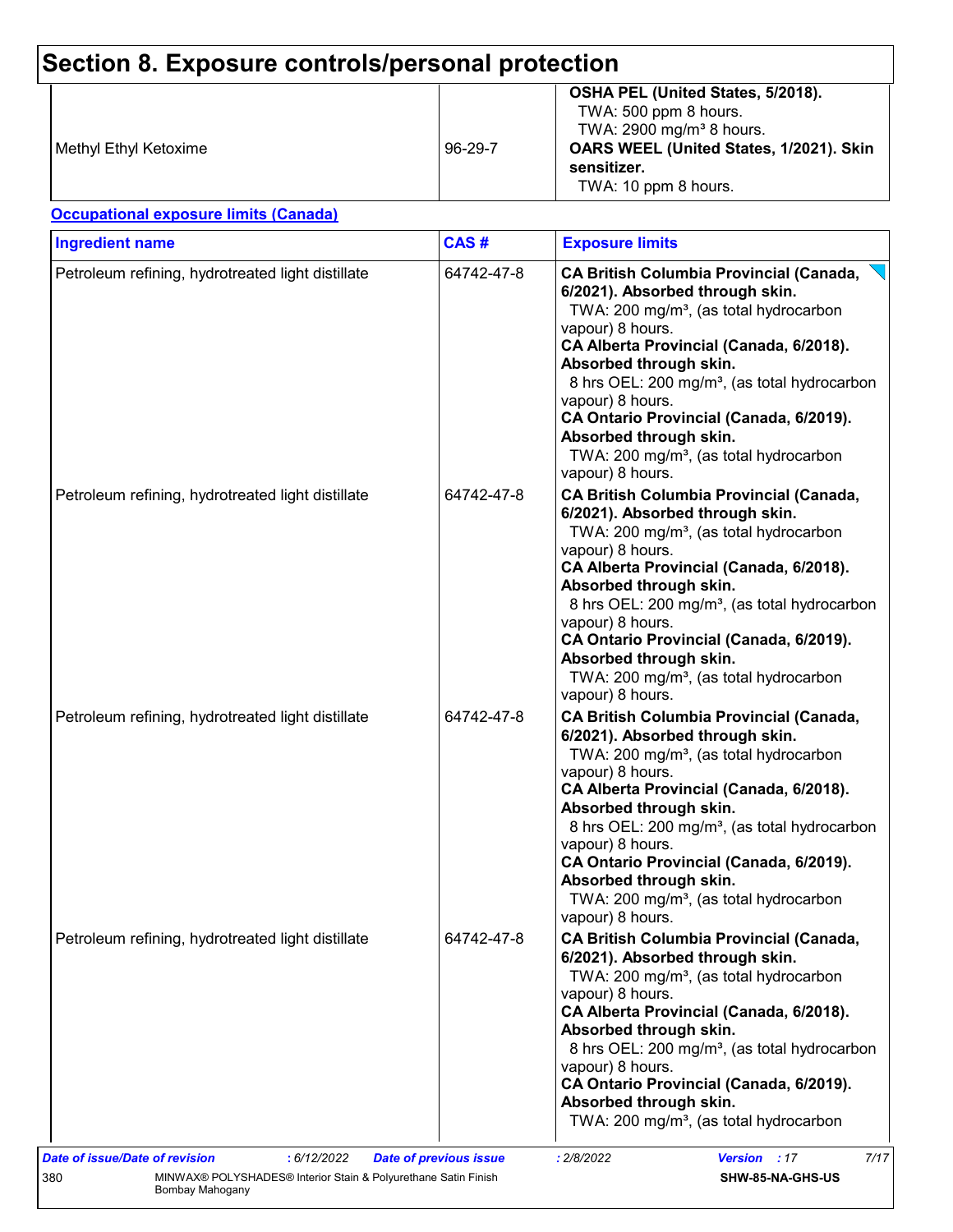# Section 8. Exposure controls/personal protection

| | | |
|---|---|---|
| Methyl Ethyl Ketoxime | 96-29-7 | **OSHA PEL (United States, 5/2018).**<br>TWA: 500 ppm 8 hours.<br>TWA: 2900 mg/m³ 8 hours.<br>**OARS WEEL (United States, 1/2021). Skin sensitizer.**<br>TWA: 10 ppm 8 hours. |

**Occupational exposure limits (Canada)**

| Ingredient name | CAS # | Exposure limits |
|---|---|---|
| Petroleum refining, hydrotreated light distillate | 64742-47-8 | **CA British Columbia Provincial (Canada, 6/2021). Absorbed through skin.**<br>TWA: 200 mg/m³, (as total hydrocarbon vapour) 8 hours.<br>**CA Alberta Provincial (Canada, 6/2018). Absorbed through skin.**<br>8 hrs OEL: 200 mg/m³, (as total hydrocarbon vapour) 8 hours.<br>**CA Ontario Provincial (Canada, 6/2019). Absorbed through skin.**<br>TWA: 200 mg/m³, (as total hydrocarbon vapour) 8 hours. |
| Petroleum refining, hydrotreated light distillate | 64742-47-8 | **CA British Columbia Provincial (Canada, 6/2021). Absorbed through skin.**<br>TWA: 200 mg/m³, (as total hydrocarbon vapour) 8 hours.<br>**CA Alberta Provincial (Canada, 6/2018). Absorbed through skin.**<br>8 hrs OEL: 200 mg/m³, (as total hydrocarbon vapour) 8 hours.<br>**CA Ontario Provincial (Canada, 6/2019). Absorbed through skin.**<br>TWA: 200 mg/m³, (as total hydrocarbon vapour) 8 hours. |
| Petroleum refining, hydrotreated light distillate | 64742-47-8 | **CA British Columbia Provincial (Canada, 6/2021). Absorbed through skin.**<br>TWA: 200 mg/m³, (as total hydrocarbon vapour) 8 hours.<br>**CA Alberta Provincial (Canada, 6/2018). Absorbed through skin.**<br>8 hrs OEL: 200 mg/m³, (as total hydrocarbon vapour) 8 hours.<br>**CA Ontario Provincial (Canada, 6/2019). Absorbed through skin.**<br>TWA: 200 mg/m³, (as total hydrocarbon vapour) 8 hours. |
| Petroleum refining, hydrotreated light distillate | 64742-47-8 | **CA British Columbia Provincial (Canada, 6/2021). Absorbed through skin.**<br>TWA: 200 mg/m³, (as total hydrocarbon vapour) 8 hours.<br>**CA Alberta Provincial (Canada, 6/2018). Absorbed through skin.**<br>8 hrs OEL: 200 mg/m³, (as total hydrocarbon vapour) 8 hours.<br>**CA Ontario Provincial (Canada, 6/2019). Absorbed through skin.**<br>TWA: 200 mg/m³, (as total hydrocarbon |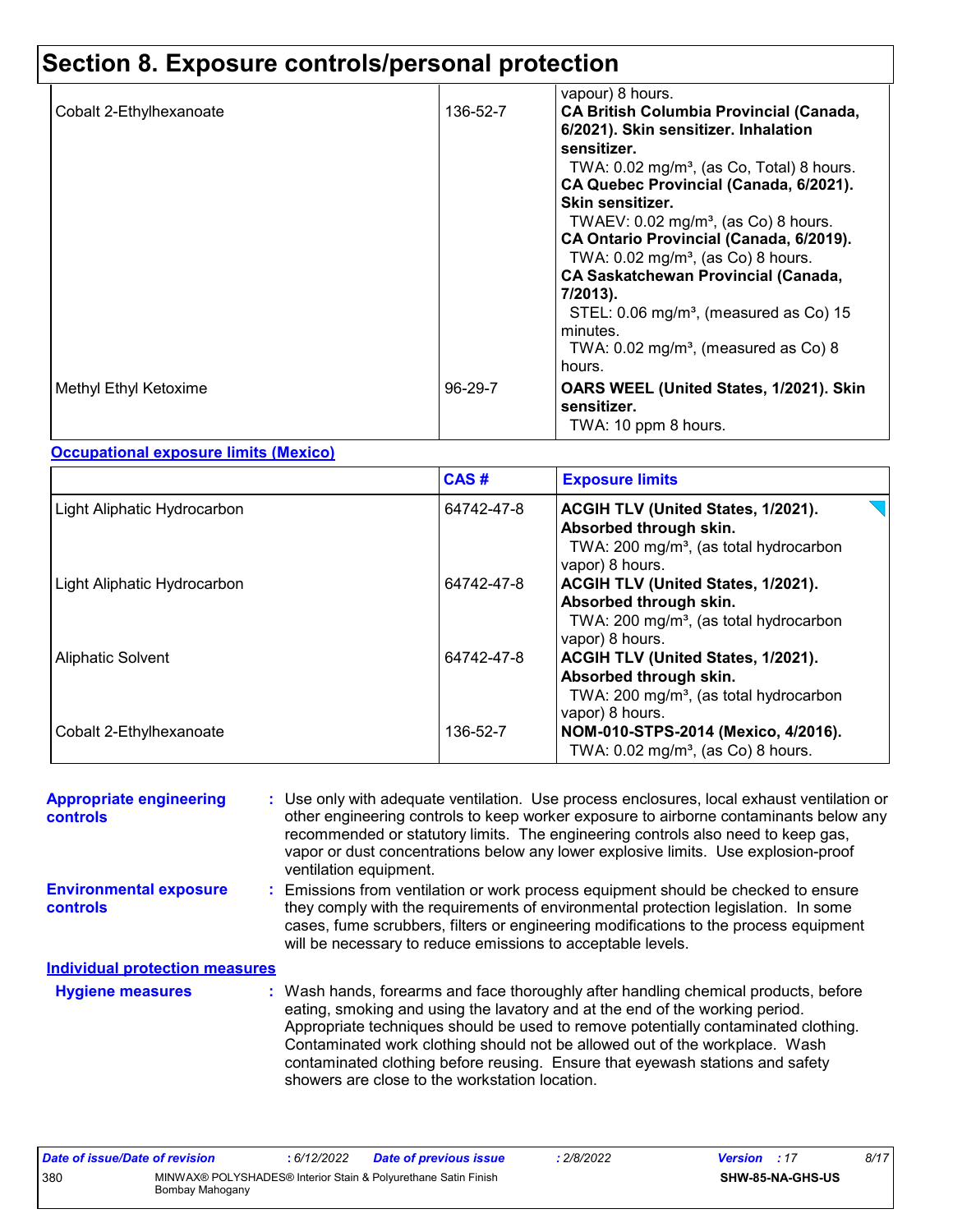# Section 8. Exposure controls/personal protection

| | | |
|---|---|---|
| | | vapour) 8 hours. |
| Cobalt 2-Ethylhexanoate | 136-52-7 | **CA British Columbia Provincial (Canada, 6/2021). Skin sensitizer. Inhalation sensitizer.**<br>TWA: 0.02 mg/m³, (as Co, Total) 8 hours.<br>**CA Quebec Provincial (Canada, 6/2021). Skin sensitizer.**<br>TWAEV: 0.02 mg/m³, (as Co) 8 hours.<br>**CA Ontario Provincial (Canada, 6/2019).**<br>TWA: 0.02 mg/m³, (as Co) 8 hours.<br>**CA Saskatchewan Provincial (Canada, 7/2013).**<br>STEL: 0.06 mg/m³, (measured as Co) 15 minutes.<br>TWA: 0.02 mg/m³, (measured as Co) 8 hours. |
| Methyl Ethyl Ketoxime | 96-29-7 | **OARS WEEL (United States, 1/2021). Skin sensitizer.**<br>TWA: 10 ppm 8 hours. |

**Occupational exposure limits (Mexico)**

| | CAS # | Exposure limits |
|---|---|---|
| Light Aliphatic Hydrocarbon | 64742-47-8 | **ACGIH TLV (United States, 1/2021). Absorbed through skin.**<br>TWA: 200 mg/m³, (as total hydrocarbon vapor) 8 hours. |
| Light Aliphatic Hydrocarbon | 64742-47-8 | **ACGIH TLV (United States, 1/2021). Absorbed through skin.**<br>TWA: 200 mg/m³, (as total hydrocarbon vapor) 8 hours. |
| Aliphatic Solvent | 64742-47-8 | **ACGIH TLV (United States, 1/2021). Absorbed through skin.**<br>TWA: 200 mg/m³, (as total hydrocarbon vapor) 8 hours. |
| Cobalt 2-Ethylhexanoate | 136-52-7 | **NOM-010-STPS-2014 (Mexico, 4/2016).**<br>TWA: 0.02 mg/m³, (as Co) 8 hours. |

**Appropriate engineering controls** : Use only with adequate ventilation. Use process enclosures, local exhaust ventilation or other engineering controls to keep worker exposure to airborne contaminants below any recommended or statutory limits. The engineering controls also need to keep gas, vapor or dust concentrations below any lower explosive limits. Use explosion-proof ventilation equipment.

**Environmental exposure controls** : Emissions from ventilation or work process equipment should be checked to ensure they comply with the requirements of environmental protection legislation. In some cases, fume scrubbers, filters or engineering modifications to the process equipment will be necessary to reduce emissions to acceptable levels.

**Individual protection measures**

**Hygiene measures** : Wash hands, forearms and face thoroughly after handling chemical products, before eating, smoking and using the lavatory and at the end of the working period. Appropriate techniques should be used to remove potentially contaminated clothing. Contaminated work clothing should not be allowed out of the workplace. Wash contaminated clothing before reusing. Ensure that eyewash stations and safety showers are close to the workstation location.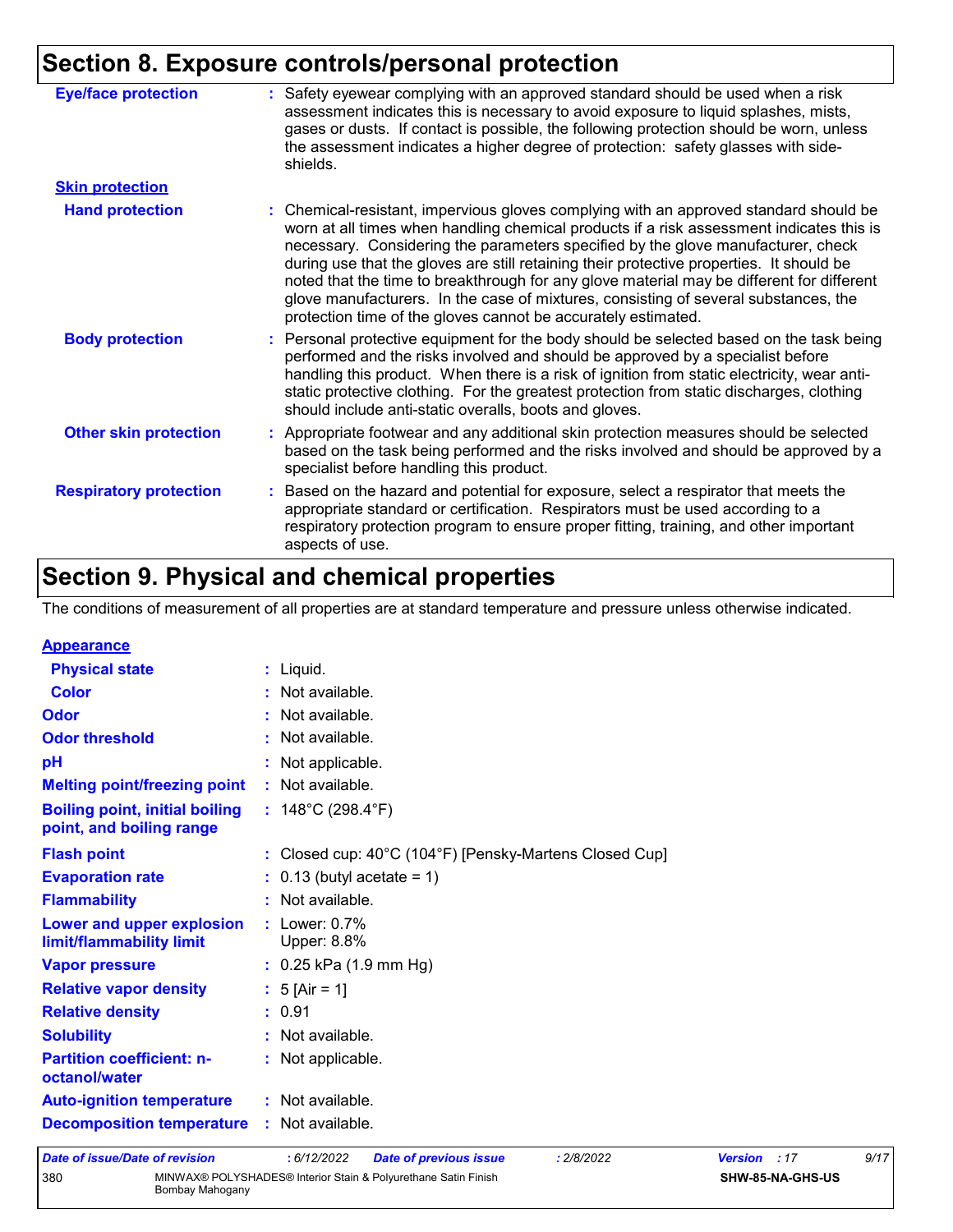## Section 8. Exposure controls/personal protection

**Eye/face protection** : Safety eyewear complying with an approved standard should be used when a risk assessment indicates this is necessary to avoid exposure to liquid splashes, mists, gases or dusts. If contact is possible, the following protection should be worn, unless the assessment indicates a higher degree of protection: safety glasses with side-shields.

**Skin protection**

**Hand protection** : Chemical-resistant, impervious gloves complying with an approved standard should be worn at all times when handling chemical products if a risk assessment indicates this is necessary. Considering the parameters specified by the glove manufacturer, check during use that the gloves are still retaining their protective properties. It should be noted that the time to breakthrough for any glove material may be different for different glove manufacturers. In the case of mixtures, consisting of several substances, the protection time of the gloves cannot be accurately estimated.

**Body protection** : Personal protective equipment for the body should be selected based on the task being performed and the risks involved and should be approved by a specialist before handling this product. When there is a risk of ignition from static electricity, wear anti-static protective clothing. For the greatest protection from static discharges, clothing should include anti-static overalls, boots and gloves.

**Other skin protection** : Appropriate footwear and any additional skin protection measures should be selected based on the task being performed and the risks involved and should be approved by a specialist before handling this product.

**Respiratory protection** : Based on the hazard and potential for exposure, select a respirator that meets the appropriate standard or certification. Respirators must be used according to a respiratory protection program to ensure proper fitting, training, and other important aspects of use.

## Section 9. Physical and chemical properties

The conditions of measurement of all properties are at standard temperature and pressure unless otherwise indicated.

**Appearance**

**Physical state** : Liquid.

**Color** : Not available.

**Odor** : Not available.

**Odor threshold** : Not available.

**pH** : Not applicable.

**Melting point/freezing point** : Not available.

**Boiling point, initial boiling point, and boiling range** : 148°C (298.4°F)

**Flash point** : Closed cup: 40°C (104°F) [Pensky-Martens Closed Cup]

**Evaporation rate** : 0.13 (butyl acetate = 1)

**Flammability** : Not available.

**Lower and upper explosion limit/flammability limit** : Lower: 0.7%
Upper: 8.8%

**Vapor pressure** : 0.25 kPa (1.9 mm Hg)

**Relative vapor density** : 5 [Air = 1]

**Relative density** : 0.91

**Solubility** : Not available.

**Partition coefficient: n-octanol/water** : Not applicable.

**Auto-ignition temperature** : Not available.

**Decomposition temperature** : Not available.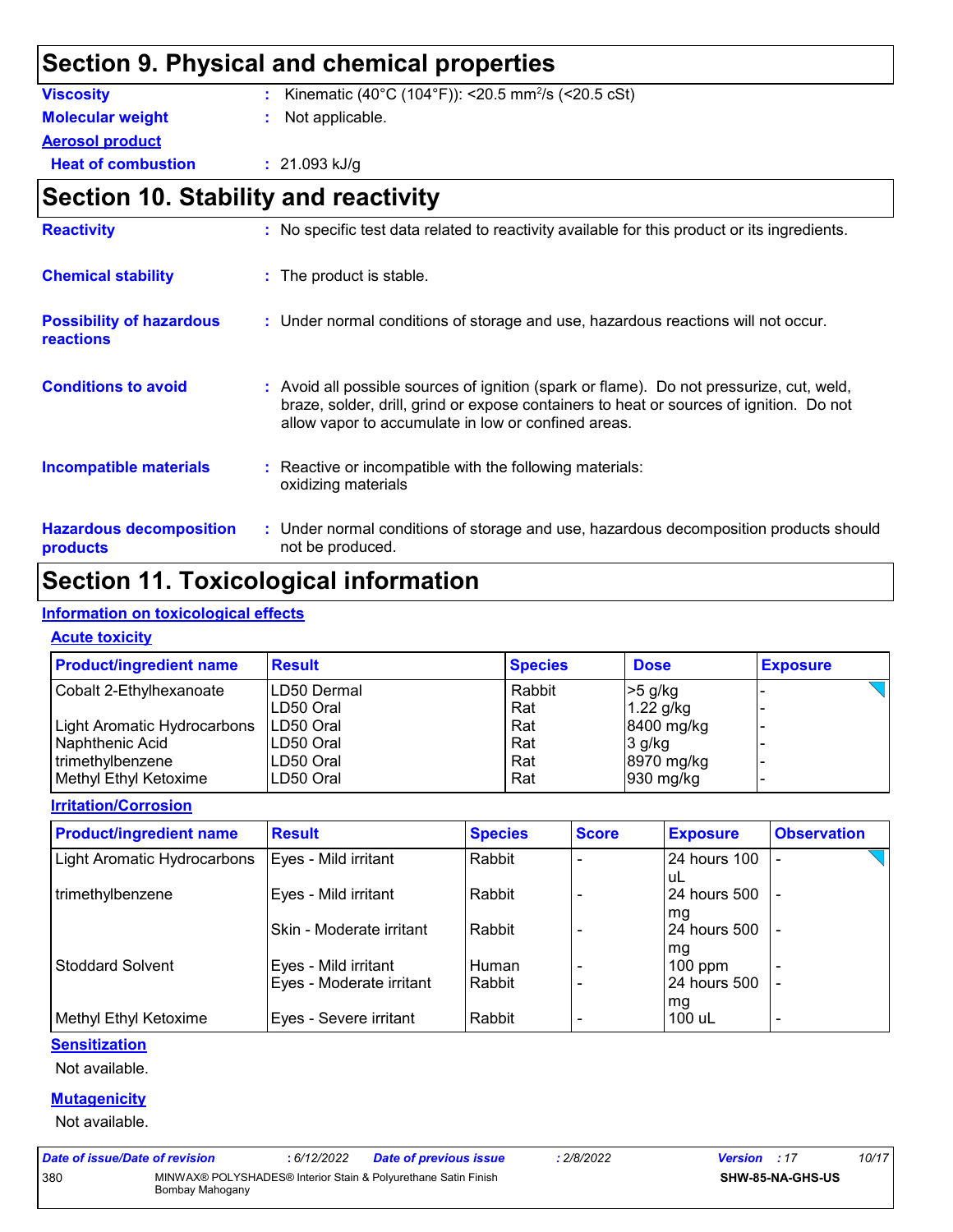## Section 9. Physical and chemical properties

**Viscosity** : Kinematic (40°C (104°F)): <20.5 $mm^2/s$ (<20.5 cSt)

**Molecular weight** : Not applicable.

**Aerosol product**

**Heat of combustion** : 21.093 kJ/g

## Section 10. Stability and reactivity

**Reactivity** : No specific test data related to reactivity available for this product or its ingredients.

**Chemical stability** : The product is stable.

**Possibility of hazardous reactions** : Under normal conditions of storage and use, hazardous reactions will not occur.

**Conditions to avoid** : Avoid all possible sources of ignition (spark or flame). Do not pressurize, cut, weld, braze, solder, drill, grind or expose containers to heat or sources of ignition. Do not allow vapor to accumulate in low or confined areas.

**Incompatible materials** : Reactive or incompatible with the following materials:
oxidizing materials

**Hazardous decomposition products** : Under normal conditions of storage and use, hazardous decomposition products should not be produced.

## Section 11. Toxicological information

### Information on toxicological effects

#### Acute toxicity

| Product/ingredient name | Result | Species | Dose | Exposure |
|---|---|---|---|---|
| Cobalt 2-Ethylhexanoate | LD50 Dermal | Rabbit | >5 g/kg | - |
| | LD50 Oral | Rat | 1.22 g/kg | - |
| Light Aromatic Hydrocarbons | LD50 Oral | Rat | 8400 mg/kg | - |
| Naphthenic Acid | LD50 Oral | Rat | 3 g/kg | - |
| trimethylbenzene | LD50 Oral | Rat | 8970 mg/kg | - |
| Methyl Ethyl Ketoxime | LD50 Oral | Rat | 930 mg/kg | - |

#### Irritation/Corrosion

| Product/ingredient name | Result | Species | Score | Exposure | Observation |
|---|---|---|---|---|---|
| Light Aromatic Hydrocarbons | Eyes - Mild irritant | Rabbit | - | 24 hours 100 uL | - |
| trimethylbenzene | Eyes - Mild irritant | Rabbit | - | 24 hours 500 mg | - |
| | Skin - Moderate irritant | Rabbit | - | 24 hours 500 mg | - |
| Stoddard Solvent | Eyes - Mild irritant | Human | - | 100 ppm | - |
| | Eyes - Moderate irritant | Rabbit | - | 24 hours 500 mg | - |
| Methyl Ethyl Ketoxime | Eyes - Severe irritant | Rabbit | - | 100 uL | - |

#### Sensitization

Not available.

#### Mutagenicity

Not available.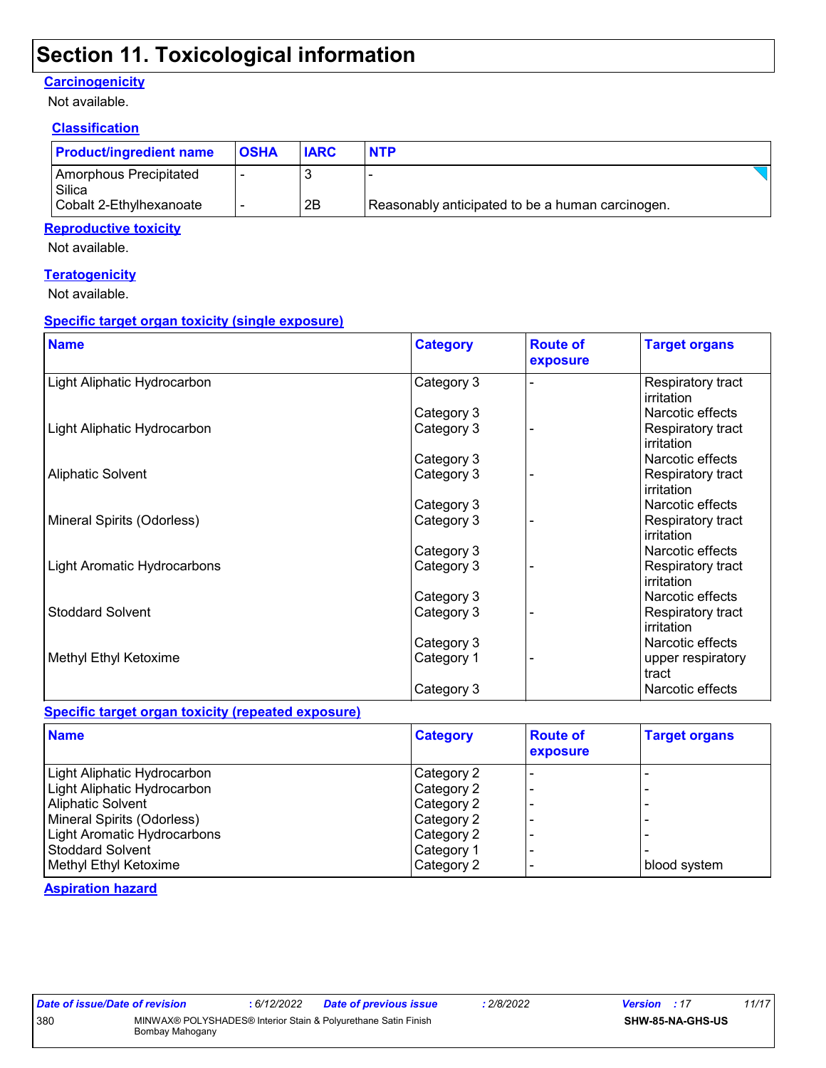# Section 11. Toxicological information

### Carcinogenicity

Not available.

#### Classification

| Product/ingredient name | OSHA | IARC | NTP |
|---|---|---|---|
| Amorphous Precipitated Silica | - | 3 | - |
| Cobalt 2-Ethylhexanoate | - | 2B | Reasonably anticipated to be a human carcinogen. |

### Reproductive toxicity

Not available.

### Teratogenicity

Not available.

### Specific target organ toxicity (single exposure)

| Name | Category | Route of exposure | Target organs |
|---|---|---|---|
| Light Aliphatic Hydrocarbon | Category 3 | - | Respiratory tract irritation |
| | Category 3 | | Narcotic effects |
| Light Aliphatic Hydrocarbon | Category 3 | - | Respiratory tract irritation |
| | Category 3 | | Narcotic effects |
| Aliphatic Solvent | Category 3 | - | Respiratory tract irritation |
| | Category 3 | | Narcotic effects |
| Mineral Spirits (Odorless) | Category 3 | - | Respiratory tract irritation |
| | Category 3 | | Narcotic effects |
| Light Aromatic Hydrocarbons | Category 3 | - | Respiratory tract irritation |
| | Category 3 | | Narcotic effects |
| Stoddard Solvent | Category 3 | - | Respiratory tract irritation |
| | Category 3 | | Narcotic effects |
| Methyl Ethyl Ketoxime | Category 1 | - | upper respiratory tract |
| | Category 3 | | Narcotic effects |

### Specific target organ toxicity (repeated exposure)

| Name | Category | Route of exposure | Target organs |
|---|---|---|---|
| Light Aliphatic Hydrocarbon | Category 2 | - | - |
| Light Aliphatic Hydrocarbon | Category 2 | - | - |
| Aliphatic Solvent | Category 2 | - | - |
| Mineral Spirits (Odorless) | Category 2 | - | - |
| Light Aromatic Hydrocarbons | Category 2 | - | - |
| Stoddard Solvent | Category 1 | - | - |
| Methyl Ethyl Ketoxime | Category 2 | - | blood system |

### Aspiration hazard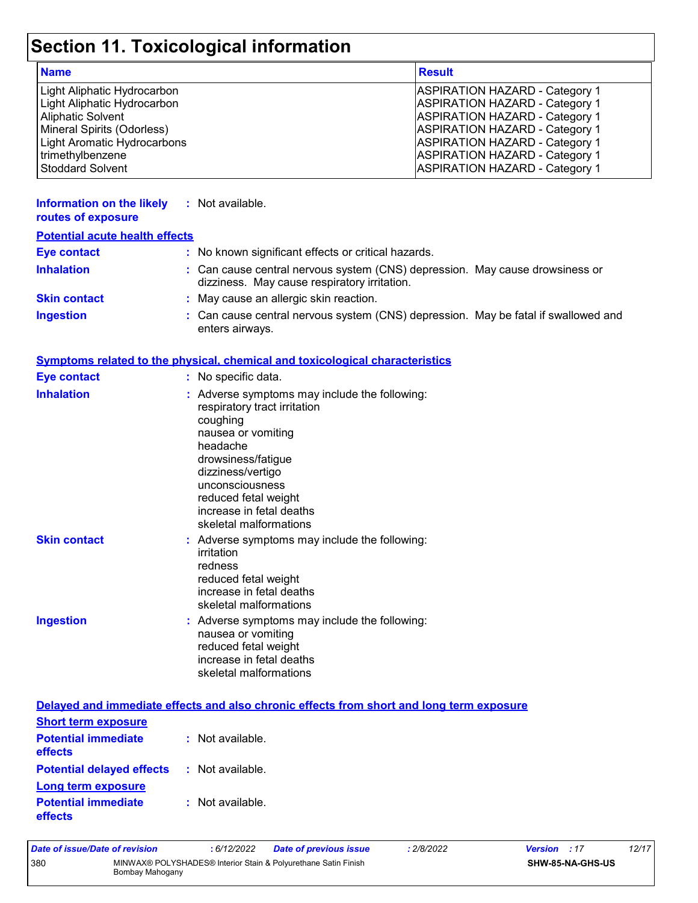# Section 11. Toxicological information

| Name | Result |
| --- | --- |
| Light Aliphatic Hydrocarbon | ASPIRATION HAZARD - Category 1 |
| Light Aliphatic Hydrocarbon | ASPIRATION HAZARD - Category 1 |
| Aliphatic Solvent | ASPIRATION HAZARD - Category 1 |
| Mineral Spirits (Odorless) | ASPIRATION HAZARD - Category 1 |
| Light Aromatic Hydrocarbons | ASPIRATION HAZARD - Category 1 |
| trimethylbenzene | ASPIRATION HAZARD - Category 1 |
| Stoddard Solvent | ASPIRATION HAZARD - Category 1 |

**Information on the likely routes of exposure** : Not available.

**Potential acute health effects**

**Eye contact** : No known significant effects or critical hazards.

**Inhalation** : Can cause central nervous system (CNS) depression. May cause drowsiness or dizziness. May cause respiratory irritation.

**Skin contact** : May cause an allergic skin reaction.

**Ingestion** : Can cause central nervous system (CNS) depression. May be fatal if swallowed and enters airways.

**Symptoms related to the physical, chemical and toxicological characteristics**

**Eye contact** : No specific data.

**Inhalation** : Adverse symptoms may include the following:
respiratory tract irritation
coughing
nausea or vomiting
headache
drowsiness/fatigue
dizziness/vertigo
unconsciousness
reduced fetal weight
increase in fetal deaths
skeletal malformations

**Skin contact** : Adverse symptoms may include the following:
irritation
redness
reduced fetal weight
increase in fetal deaths
skeletal malformations

**Ingestion** : Adverse symptoms may include the following:
nausea or vomiting
reduced fetal weight
increase in fetal deaths
skeletal malformations

**Delayed and immediate effects and also chronic effects from short and long term exposure**

**Short term exposure**

**Potential immediate effects** : Not available.

**Potential delayed effects** : Not available.

**Long term exposure**

**Potential immediate effects** : Not available.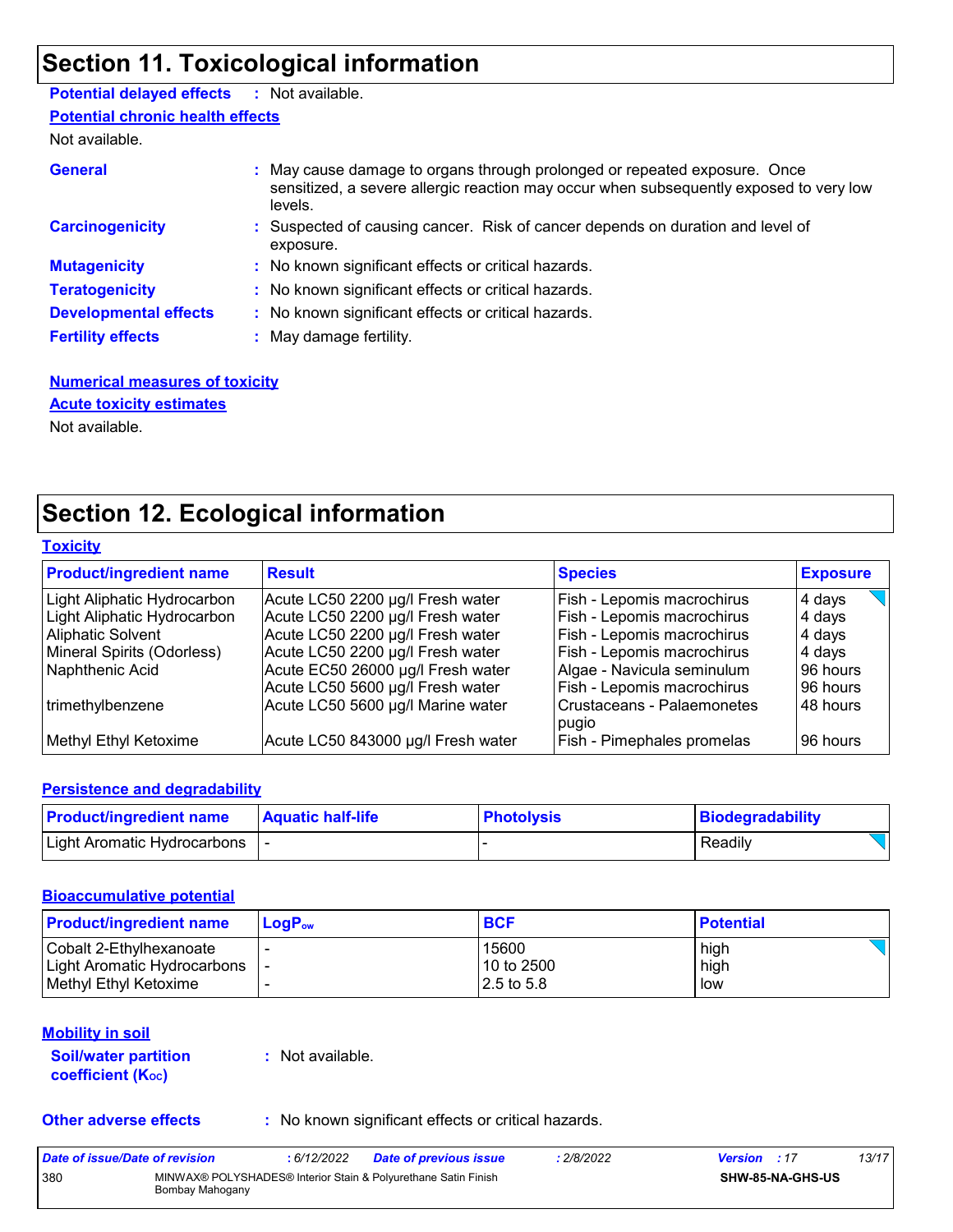## Section 11. Toxicological information

**Potential delayed effects** : Not available.

**Potential chronic health effects**

Not available.

**General** : May cause damage to organs through prolonged or repeated exposure. Once sensitized, a severe allergic reaction may occur when subsequently exposed to very low levels.

**Carcinogenicity** : Suspected of causing cancer. Risk of cancer depends on duration and level of exposure.

**Mutagenicity** : No known significant effects or critical hazards.

**Teratogenicity** : No known significant effects or critical hazards.

**Developmental effects** : No known significant effects or critical hazards.

**Fertility effects** : May damage fertility.

**Numerical measures of toxicity**

**Acute toxicity estimates**

Not available.

## Section 12. Ecological information

**Toxicity**

| Product/ingredient name | Result | Species | Exposure |
|---|---|---|---|
| Light Aliphatic Hydrocarbon | Acute LC50 2200 µg/l Fresh water | Fish - Lepomis macrochirus | 4 days |
| Light Aliphatic Hydrocarbon | Acute LC50 2200 µg/l Fresh water | Fish - Lepomis macrochirus | 4 days |
| Aliphatic Solvent | Acute LC50 2200 µg/l Fresh water | Fish - Lepomis macrochirus | 4 days |
| Mineral Spirits (Odorless) | Acute LC50 2200 µg/l Fresh water | Fish - Lepomis macrochirus | 4 days |
| Naphthenic Acid | Acute EC50 26000 µg/l Fresh water | Algae - Navicula seminulum | 96 hours |
| | Acute LC50 5600 µg/l Fresh water | Fish - Lepomis macrochirus | 96 hours |
| trimethylbenzene | Acute LC50 5600 µg/l Marine water | Crustaceans - Palaemonetes pugio | 48 hours |
| Methyl Ethyl Ketoxime | Acute LC50 843000 µg/l Fresh water | Fish - Pimephales promelas | 96 hours |

**Persistence and degradability**

| Product/ingredient name | Aquatic half-life | Photolysis | Biodegradability |
|---|---|---|---|
| Light Aromatic Hydrocarbons | - | - | Readily |

**Bioaccumulative potential**

| Product/ingredient name | $LogP_{ow}$ | BCF | Potential |
|---|---|---|---|
| Cobalt 2-Ethylhexanoate | - | 15600 | high |
| Light Aromatic Hydrocarbons | - | 10 to 2500 | high |
| Methyl Ethyl Ketoxime | - | 2.5 to 5.8 | low |

**Mobility in soil**

**Soil/water partition coefficient ($K_{OC}$)** : Not available.

**Other adverse effects** : No known significant effects or critical hazards.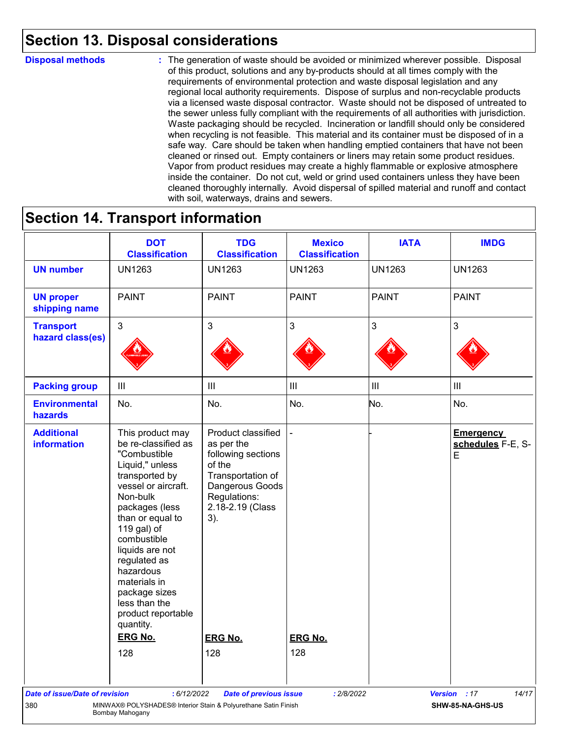## Section 13. Disposal considerations

**Disposal methods** : The generation of waste should be avoided or minimized wherever possible. Disposal of this product, solutions and any by-products should at all times comply with the requirements of environmental protection and waste disposal legislation and any regional local authority requirements. Dispose of surplus and non-recyclable products via a licensed waste disposal contractor. Waste should not be disposed of untreated to the sewer unless fully compliant with the requirements of all authorities with jurisdiction. Waste packaging should be recycled. Incineration or landfill should only be considered when recycling is not feasible. This material and its container must be disposed of in a safe way. Care should be taken when handling emptied containers that have not been cleaned or rinsed out. Empty containers or liners may retain some product residues. Vapor from product residues may create a highly flammable or explosive atmosphere inside the container. Do not cut, weld or grind used containers unless they have been cleaned thoroughly internally. Avoid dispersal of spilled material and runoff and contact with soil, waterways, drains and sewers.

## Section 14. Transport information

| | DOT Classification | TDG Classification | Mexico Classification | IATA | IMDG |
|---|---|---|---|---|---|
| **UN number** | UN1263 | UN1263 | UN1263 | UN1263 | UN1263 |
| **UN proper shipping name** | PAINT | PAINT | PAINT | PAINT | PAINT |
| **Transport hazard class(es)** | 3 | 3 | 3 | 3 | 3 |
| **Packing group** | III | III | III | III | III |
| **Environmental hazards** | No. | No. | No. | No. | No. |
| **Additional information** | This product may be re-classified as "Combustible Liquid," unless transported by vessel or aircraft. Non-bulk packages (less than or equal to 119 gal) of combustible liquids are not regulated as hazardous materials in package sizes less than the product reportable quantity.<br>**ERG No.**<br>128 | Product classified as per the following sections of the Transportation of Dangerous Goods Regulations: 2.18-2.19 (Class 3).<br>**ERG No.**<br>128 | -<br>**ERG No.**<br>128 | - | **Emergency schedules** F-E, S-E |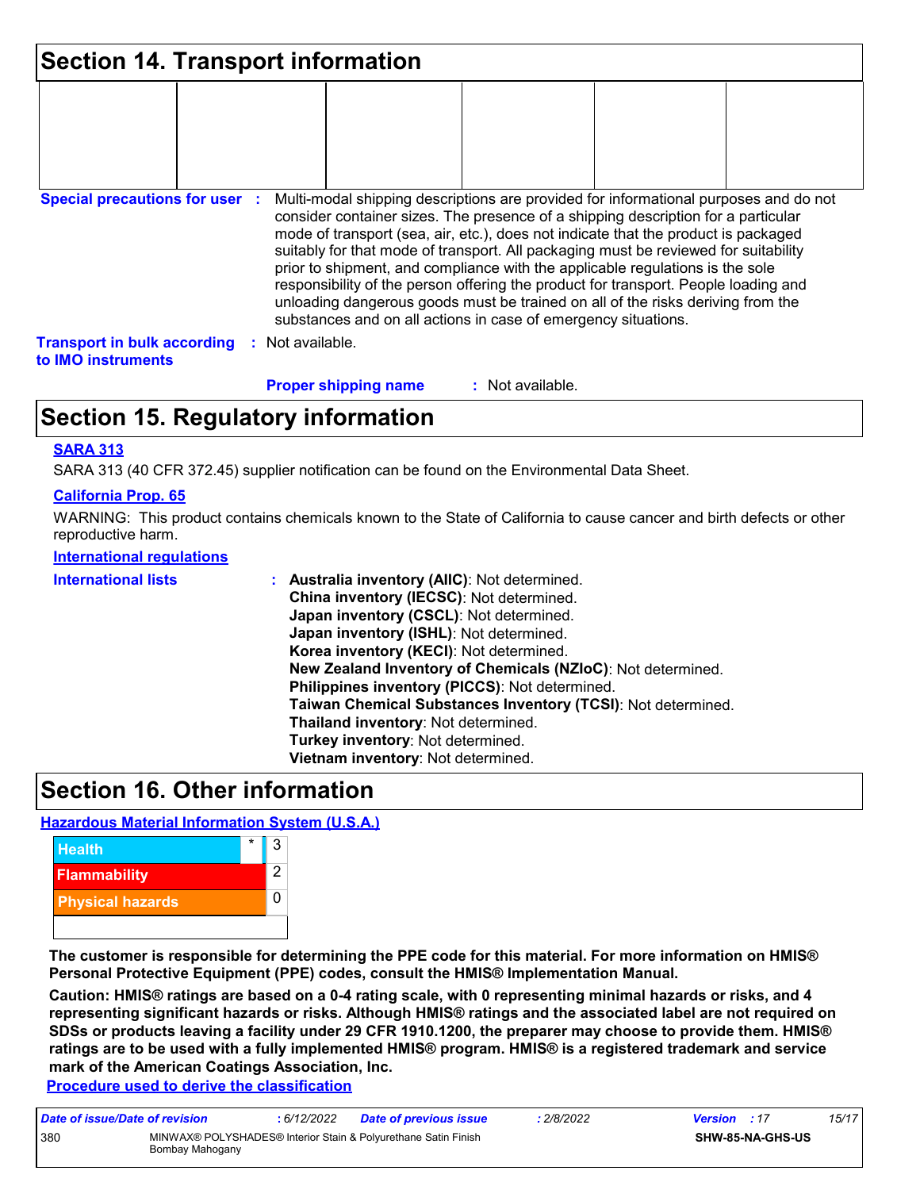## Section 14. Transport information

| | | | | | |
|---|---|---|---|---|---|
| | | | | | |

**Special precautions for user** : Multi-modal shipping descriptions are provided for informational purposes and do not consider container sizes. The presence of a shipping description for a particular mode of transport (sea, air, etc.), does not indicate that the product is packaged suitably for that mode of transport. All packaging must be reviewed for suitability prior to shipment, and compliance with the applicable regulations is the sole responsibility of the person offering the product for transport. People loading and unloading dangerous goods must be trained on all of the risks deriving from the substances and on all actions in case of emergency situations.

**Transport in bulk according to IMO instruments** : Not available.

**Proper shipping name** : Not available.

## Section 15. Regulatory information

**SARA 313**

SARA 313 (40 CFR 372.45) supplier notification can be found on the Environmental Data Sheet.

**California Prop. 65**

WARNING: This product contains chemicals known to the State of California to cause cancer and birth defects or other reproductive harm.

**International regulations**

**International lists** :
**Australia inventory (AIIC)**: Not determined.
**China inventory (IECSC)**: Not determined.
**Japan inventory (CSCL)**: Not determined.
**Japan inventory (ISHL)**: Not determined.
**Korea inventory (KECI)**: Not determined.
**New Zealand Inventory of Chemicals (NZIoC)**: Not determined.
**Philippines inventory (PICCS)**: Not determined.
**Taiwan Chemical Substances Inventory (TCSI)**: Not determined.
**Thailand inventory**: Not determined.
**Turkey inventory**: Not determined.
**Vietnam inventory**: Not determined.

## Section 16. Other information

**Hazardous Material Information System (U.S.A.)**

| | | |
|---|---|---|
| Health | * | 3 |
| Flammability | | 2 |
| Physical hazards | | 0 |
| | | |

**The customer is responsible for determining the PPE code for this material. For more information on HMIS® Personal Protective Equipment (PPE) codes, consult the HMIS® Implementation Manual.**

**Caution: HMIS® ratings are based on a 0-4 rating scale, with 0 representing minimal hazards or risks, and 4 representing significant hazards or risks. Although HMIS® ratings and the associated label are not required on SDSs or products leaving a facility under 29 CFR 1910.1200, the preparer may choose to provide them. HMIS® ratings are to be used with a fully implemented HMIS® program. HMIS® is a registered trademark and service mark of the American Coatings Association, Inc.**

**Procedure used to derive the classification**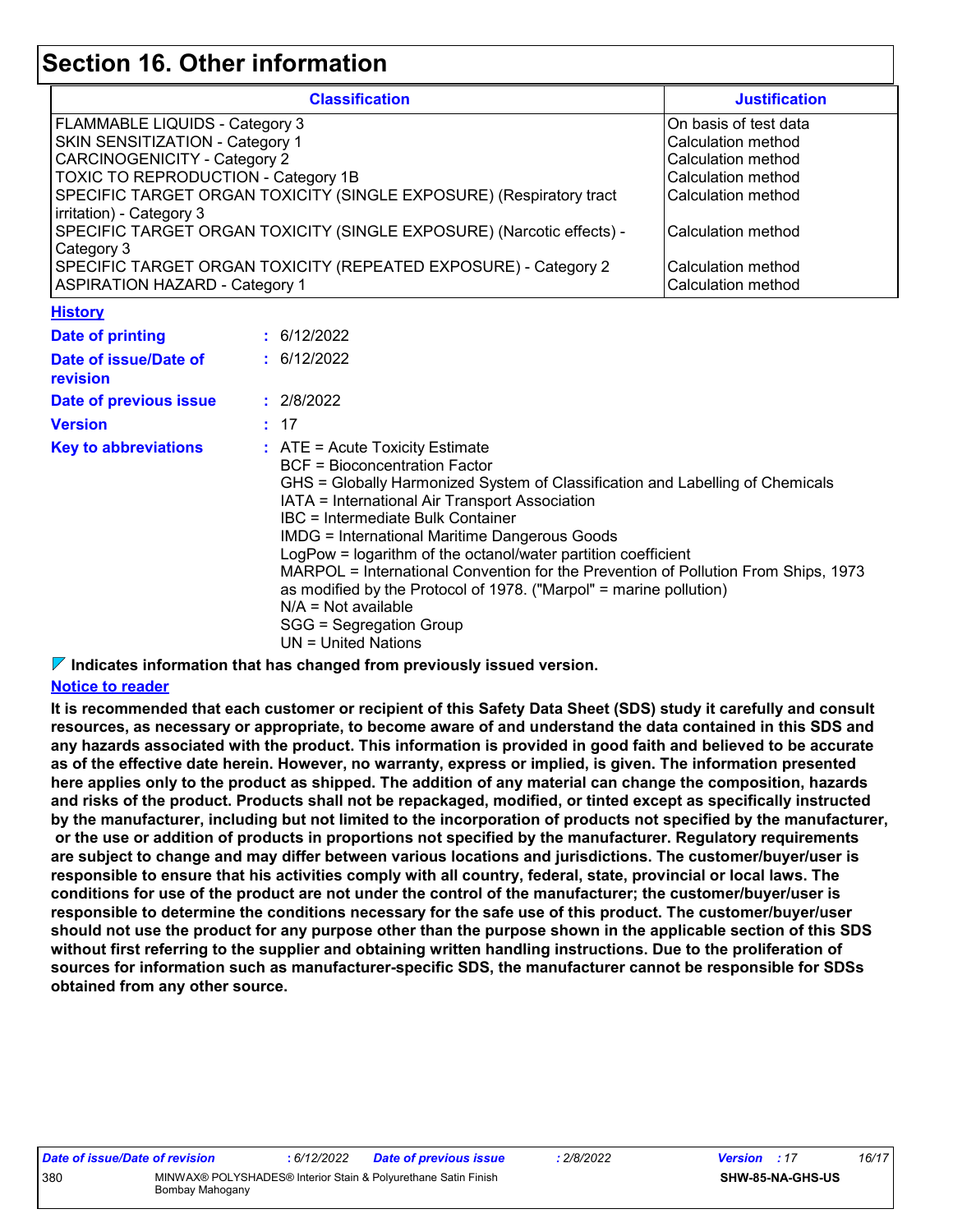# Section 16. Other information

| Classification | Justification |
|---|---|
| FLAMMABLE LIQUIDS - Category 3 | On basis of test data |
| SKIN SENSITIZATION - Category 1 | Calculation method |
| CARCINOGENICITY - Category 2 | Calculation method |
| TOXIC TO REPRODUCTION - Category 1B | Calculation method |
| SPECIFIC TARGET ORGAN TOXICITY (SINGLE EXPOSURE) (Respiratory tract irritation) - Category 3 | Calculation method |
| SPECIFIC TARGET ORGAN TOXICITY (SINGLE EXPOSURE) (Narcotic effects) - Category 3 | Calculation method |
| SPECIFIC TARGET ORGAN TOXICITY (REPEATED EXPOSURE) - Category 2 | Calculation method |
| ASPIRATION HAZARD - Category 1 | Calculation method |

**History**

**Date of printing** : 6/12/2022

**Date of issue/Date of revision** : 6/12/2022

**Date of previous issue** : 2/8/2022

**Version** : 17

**Key to abbreviations** :
ATE = Acute Toxicity Estimate
BCF = Bioconcentration Factor
GHS = Globally Harmonized System of Classification and Labelling of Chemicals
IATA = International Air Transport Association
IBC = Intermediate Bulk Container
IMDG = International Maritime Dangerous Goods
LogPow = logarithm of the octanol/water partition coefficient
MARPOL = International Convention for the Prevention of Pollution From Ships, 1973 as modified by the Protocol of 1978. ("Marpol" = marine pollution)
N/A = Not available
SGG = Segregation Group
UN = United Nations

**Indicates information that has changed from previously issued version.**

**Notice to reader**

**It is recommended that each customer or recipient of this Safety Data Sheet (SDS) study it carefully and consult resources, as necessary or appropriate, to become aware of and understand the data contained in this SDS and any hazards associated with the product. This information is provided in good faith and believed to be accurate as of the effective date herein. However, no warranty, express or implied, is given. The information presented here applies only to the product as shipped. The addition of any material can change the composition, hazards and risks of the product. Products shall not be repackaged, modified, or tinted except as specifically instructed by the manufacturer, including but not limited to the incorporation of products not specified by the manufacturer, or the use or addition of products in proportions not specified by the manufacturer. Regulatory requirements are subject to change and may differ between various locations and jurisdictions. The customer/buyer/user is responsible to ensure that his activities comply with all country, federal, state, provincial or local laws. The conditions for use of the product are not under the control of the manufacturer; the customer/buyer/user is responsible to determine the conditions necessary for the safe use of this product. The customer/buyer/user should not use the product for any purpose other than the purpose shown in the applicable section of this SDS without first referring to the supplier and obtaining written handling instructions. Due to the proliferation of sources for information such as manufacturer-specific SDS, the manufacturer cannot be responsible for SDSs obtained from any other source.**